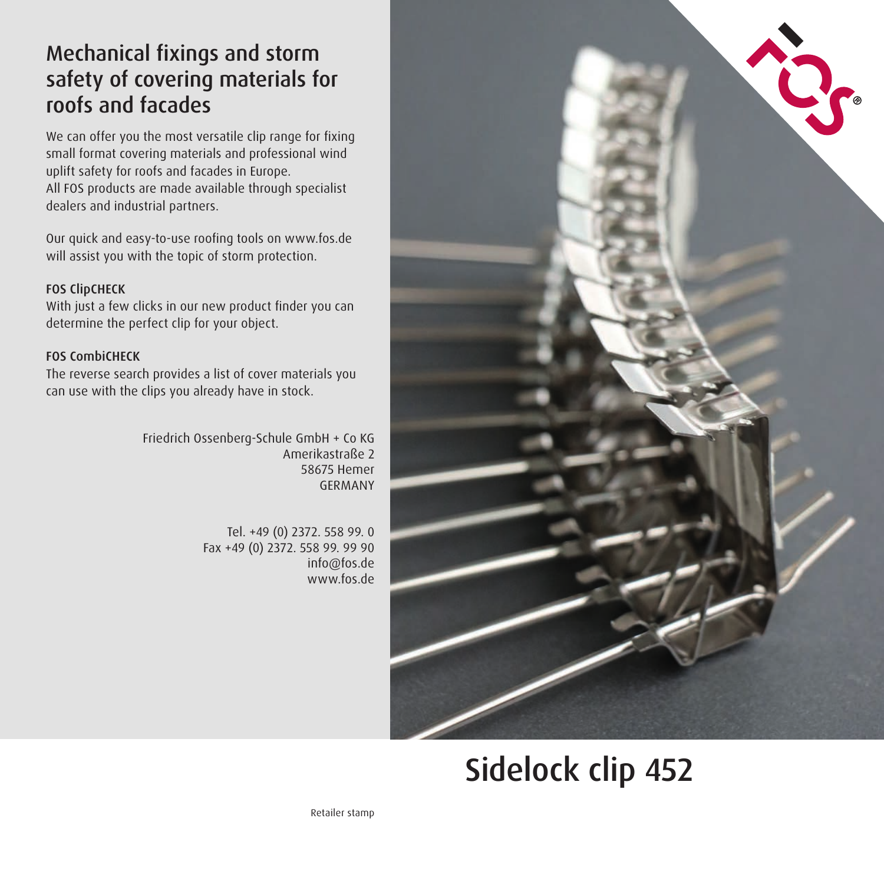# Mechanical fixings and storm safety of covering materials for roofs and facades

We can offer you the most versatile clip range for fixing small format covering materials and professional wind uplift safety for roofs and facades in Europe.
All FOS products are made available through specialist dealers and industrial partners.

Our quick and easy-to-use roofing tools on www.fos.de will assist you with the topic of storm protection.

**FOS ClipCHECK**
With just a few clicks in our new product finder you can determine the perfect clip for your object.

**FOS CombiCHECK**
The reverse search provides a list of cover materials you can use with the clips you already have in stock.

Friedrich Ossenberg-Schule GmbH + Co KG
Amerikastraße 2
58675 Hemer
GERMANY

Tel. +49 (0) 2372. 558 99. 0
Fax +49 (0) 2372. 558 99. 99 90
info@fos.de
www.fos.de

Retailer stamp

# Sidelock clip 452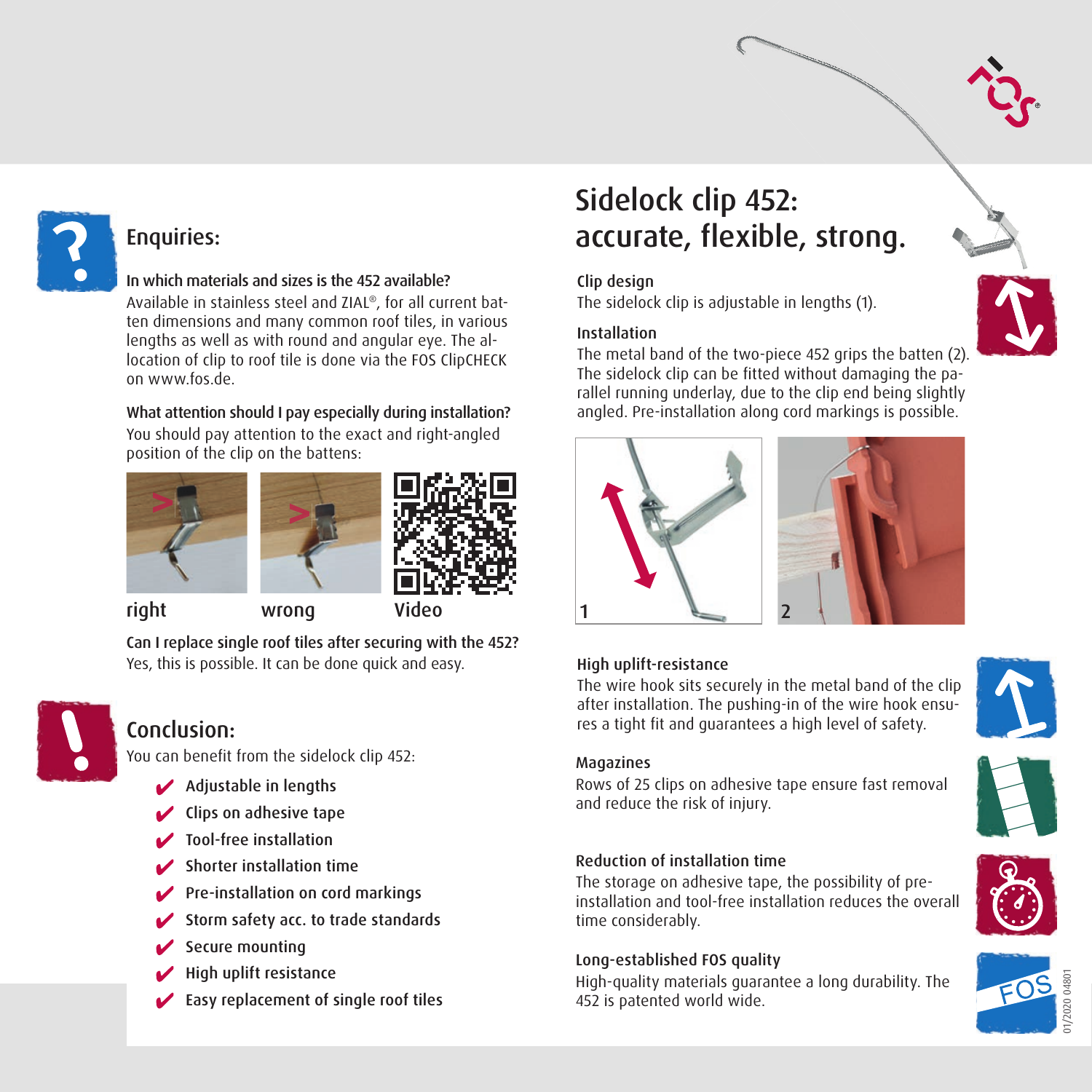## Enquiries:

**In which materials and sizes is the 452 available?**
Available in stainless steel and ZIAL®, for all current batten dimensions and many common roof tiles, in various lengths as well as with round and angular eye. The allocation of clip to roof tile is done via the FOS ClipCHECK on www.fos.de.

**What attention should I pay especially during installation?**
You should pay attention to the exact and right-angled position of the clip on the battens:

right wrong Video

**Can I replace single roof tiles after securing with the 452?**
Yes, this is possible. It can be done quick and easy.

## Conclusion:

You can benefit from the sidelock clip 452:

- ✔ Adjustable in lengths
- ✔ Clips on adhesive tape
- ✔ Tool-free installation
- ✔ Shorter installation time
- ✔ Pre-installation on cord markings
- ✔ Storm safety acc. to trade standards
- ✔ Secure mounting
- ✔ High uplift resistance
- ✔ Easy replacement of single roof tiles

# Sidelock clip 452: accurate, flexible, strong.

### Clip design
The sidelock clip is adjustable in lengths (1).

### Installation
The metal band of the two-piece 452 grips the batten (2). The sidelock clip can be fitted without damaging the parallel running underlay, due to the clip end being slightly angled. Pre-installation along cord markings is possible.

1 2

### High uplift-resistance
The wire hook sits securely in the metal band of the clip after installation. The pushing-in of the wire hook ensures a tight fit and guarantees a high level of safety.

### Magazines
Rows of 25 clips on adhesive tape ensure fast removal and reduce the risk of injury.

### Reduction of installation time
The storage on adhesive tape, the possibility of pre-installation and tool-free installation reduces the overall time considerably.

### Long-established FOS quality
High-quality materials guarantee a long durability. The 452 is patented world wide.

01/2020 04801